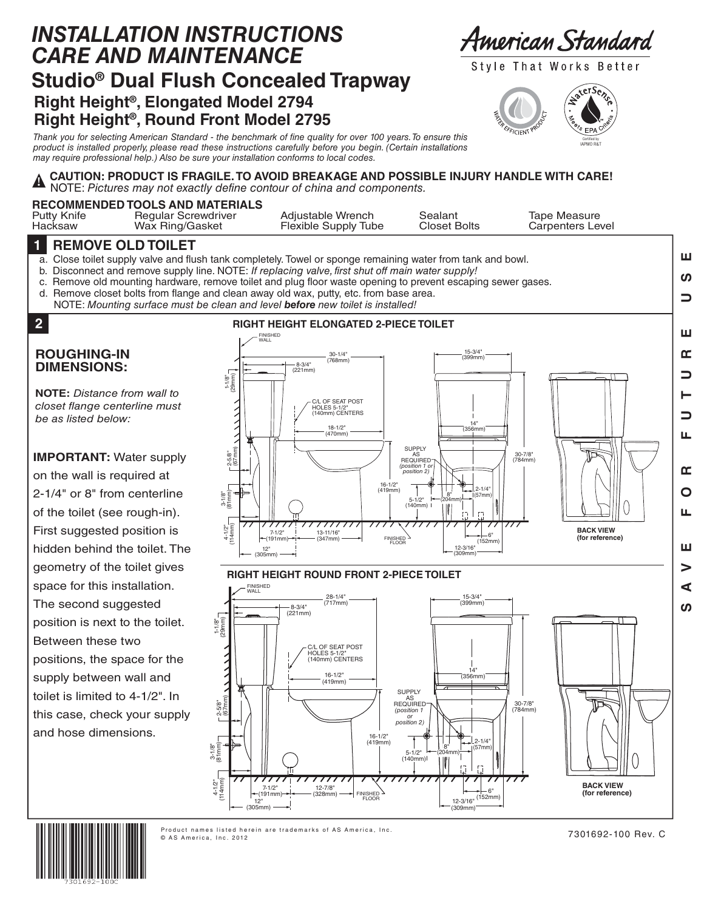# INSTALLATION INSTRUCTIONS CARE AND MAINTENANCE

American Standard

Style That Works Better

## Studio® Dual Flush Concealed Trapway

### Right Height®, Elongated Model 2794
### Right Height®, Round Front Model 2795

*Thank you for selecting American Standard - the benchmark of fine quality for over 100 years. To ensure this product is installed properly, please read these instructions carefully before you begin. (Certain installations may require professional help.) Also be sure your installation conforms to local codes.*

**CAUTION: PRODUCT IS FRAGILE. TO AVOID BREAKAGE AND POSSIBLE INJURY HANDLE WITH CARE!**
NOTE: *Pictures may not exactly define contour of china and components.*

**RECOMMENDED TOOLS AND MATERIALS**

| | | | | |
|---|---|---|---|---|
| Putty Knife | Regular Screwdriver | Adjustable Wrench | Sealant | Tape Measure |
| Hacksaw | Wax Ring/Gasket | Flexible Supply Tube | Closet Bolts | Carpenters Level |

## 1 REMOVE OLD TOILET

a. Close toilet supply valve and flush tank completely. Towel or sponge remaining water from tank and bowl.
b. Disconnect and remove supply line. NOTE: *If replacing valve, first shut off main water supply!*
c. Remove old mounting hardware, remove toilet and plug floor waste opening to prevent escaping sewer gases.
d. Remove closet bolts from flange and clean away old wax, putty, etc. from base area.
NOTE: *Mounting surface must be clean and level* ***before*** *new toilet is installed!*

## 2

### ROUGHING-IN DIMENSIONS:

**NOTE:** *Distance from wall to closet flange centerline must be as listed below:*

**IMPORTANT:** Water supply on the wall is required at 2-1/4" or 8" from centerline of the toilet (see rough-in). First suggested position is hidden behind the toilet. The geometry of the toilet gives space for this installation. The second suggested position is next to the toilet. Between these two positions, the space for the supply between wall and toilet is limited to 4-1/2". In this case, check your supply and hose dimensions.

**RIGHT HEIGHT ELONGATED 2-PIECE TOILET**

FINISHED WALL; 30-1/4" (768mm); 8-3/4" (221mm); 1-1/8" (29mm); C/L OF SEAT POST HOLES 5-1/2" (140mm) CENTERS; 18-1/2" (470mm); 2-5/8" (67mm); 3-1/8" (81mm); 4-1/2" (114mm); 7-1/2" (191mm); 13-11/16" (347mm); 12" (305mm); 16-1/2" (419mm); FINISHED FLOOR; 15-3/4" (399mm); 14" (356mm); SUPPLY AS REQUIRED (position 1 or position 2); 8" (204mm); 2-1/4" (57mm); 5-1/2" (140mm); 30-7/8" (784mm); 6" (152mm); 12-3/16" (309mm); BACK VIEW (for reference)

**RIGHT HEIGHT ROUND FRONT 2-PIECE TOILET**

FINISHED WALL; 28-1/4" (717mm); 8-3/4" (221mm); 1-1/8" (29mm); C/L OF SEAT POST HOLES 5-1/2" (140mm) CENTERS; 16-1/2" (419mm); 2-5/8" (67mm); 3-1/8" (81mm); 4-1/2" (114mm); 7-1/2" (191mm); 12-7/8" (328mm); 12" (305mm); 16-1/2" (419mm); FINISHED FLOOR; 15-3/4" (399mm); 14" (356mm); SUPPLY AS REQUIRED (position 1 or position 2); 8" (204mm); 2-1/4" (57mm); 5-1/2" (140mm); 30-7/8" (784mm); 6" (152mm); 12-3/16" (309mm); BACK VIEW (for reference)

SAVE FOR FUTURE USE

Product names listed herein are trademarks of AS America, Inc.
© AS America, Inc. 2012

7301692-100 Rev. C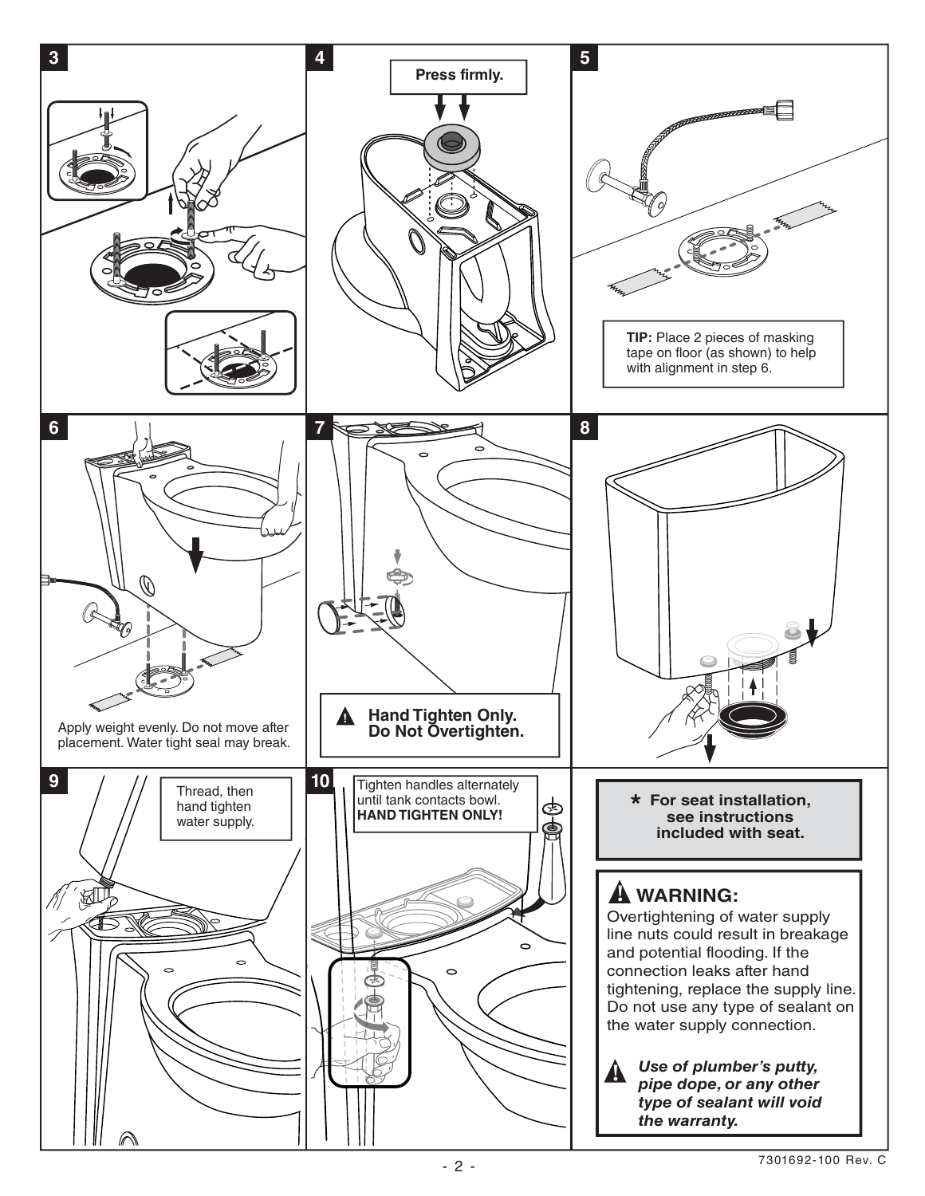**3**

**4**

**Press firmly.**

**5**

**TIP:** Place 2 pieces of masking tape on floor (as shown) to help with alignment in step 6.

**6**

Apply weight evenly. Do not move after placement. Water tight seal may break.

**7**

**Hand Tighten Only. Do Not Overtighten.**

**8**

**9**

Thread, then hand tighten water supply.

**10**

Tighten handles alternately until tank contacts bowl. **HAND TIGHTEN ONLY!**

**\* For seat installation, see instructions included with seat.**

## WARNING:

Overtightening of water supply line nuts could result in breakage and potential flooding. If the connection leaks after hand tightening, replace the supply line. Do not use any type of sealant on the water supply connection.

***Use of plumber's putty, pipe dope, or any other type of sealant will void the warranty.***

7301692-100 Rev. C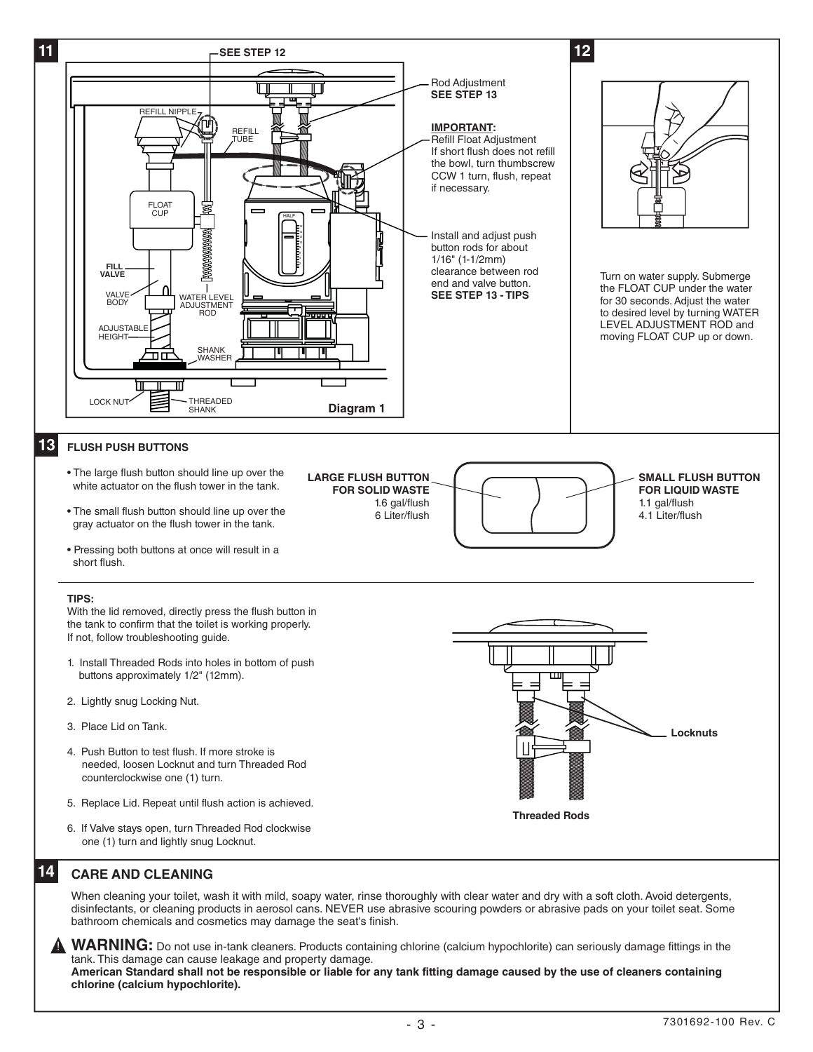## 11

SEE STEP 12

REFILL NIPPLE

REFILL TUBE

FLOAT CUP

FILL VALVE

VALVE BODY

WATER LEVEL ADJUSTMENT ROD

ADJUSTABLE HEIGHT

SHANK WASHER

LOCK NUT

THREADED SHANK

HALF

Diagram 1

Rod Adjustment
**SEE STEP 13**

**IMPORTANT:**
Refill Float Adjustment
If short flush does not refill the bowl, turn thumbscrew CCW 1 turn, flush, repeat if necessary.

Install and adjust push button rods for about 1/16" (1-1/2mm) clearance between rod end and valve button.
**SEE STEP 13 - TIPS**

## 12

Turn on water supply. Submerge the FLOAT CUP under the water for 30 seconds. Adjust the water to desired level by turning WATER LEVEL ADJUSTMENT ROD and moving FLOAT CUP up or down.

## 13 FLUSH PUSH BUTTONS

- The large flush button should line up over the white actuator on the flush tower in the tank.
- The small flush button should line up over the gray actuator on the flush tower in the tank.
- Pressing both buttons at once will result in a short flush.

**LARGE FLUSH BUTTON FOR SOLID WASTE**
1.6 gal/flush
6 Liter/flush

**SMALL FLUSH BUTTON FOR LIQUID WASTE**
1.1 gal/flush
4.1 Liter/flush

**TIPS:**
With the lid removed, directly press the flush button in the tank to confirm that the toilet is working properly. If not, follow troubleshooting guide.

1. Install Threaded Rods into holes in bottom of push buttons approximately 1/2" (12mm).
2. Lightly snug Locking Nut.
3. Place Lid on Tank.
4. Push Button to test flush. If more stroke is needed, loosen Locknut and turn Threaded Rod counterclockwise one (1) turn.
5. Replace Lid. Repeat until flush action is achieved.
6. If Valve stays open, turn Threaded Rod clockwise one (1) turn and lightly snug Locknut.

Locknuts

Threaded Rods

## 14 CARE AND CLEANING

When cleaning your toilet, wash it with mild, soapy water, rinse thoroughly with clear water and dry with a soft cloth. Avoid detergents, disinfectants, or cleaning products in aerosol cans. NEVER use abrasive scouring powders or abrasive pads on your toilet seat. Some bathroom chemicals and cosmetics may damage the seat's finish.

⚠ **WARNING:** Do not use in-tank cleaners. Products containing chlorine (calcium hypochlorite) can seriously damage fittings in the tank. This damage can cause leakage and property damage.
**American Standard shall not be responsible or liable for any tank fitting damage caused by the use of cleaners containing chlorine (calcium hypochlorite).**

7301692-100 Rev. C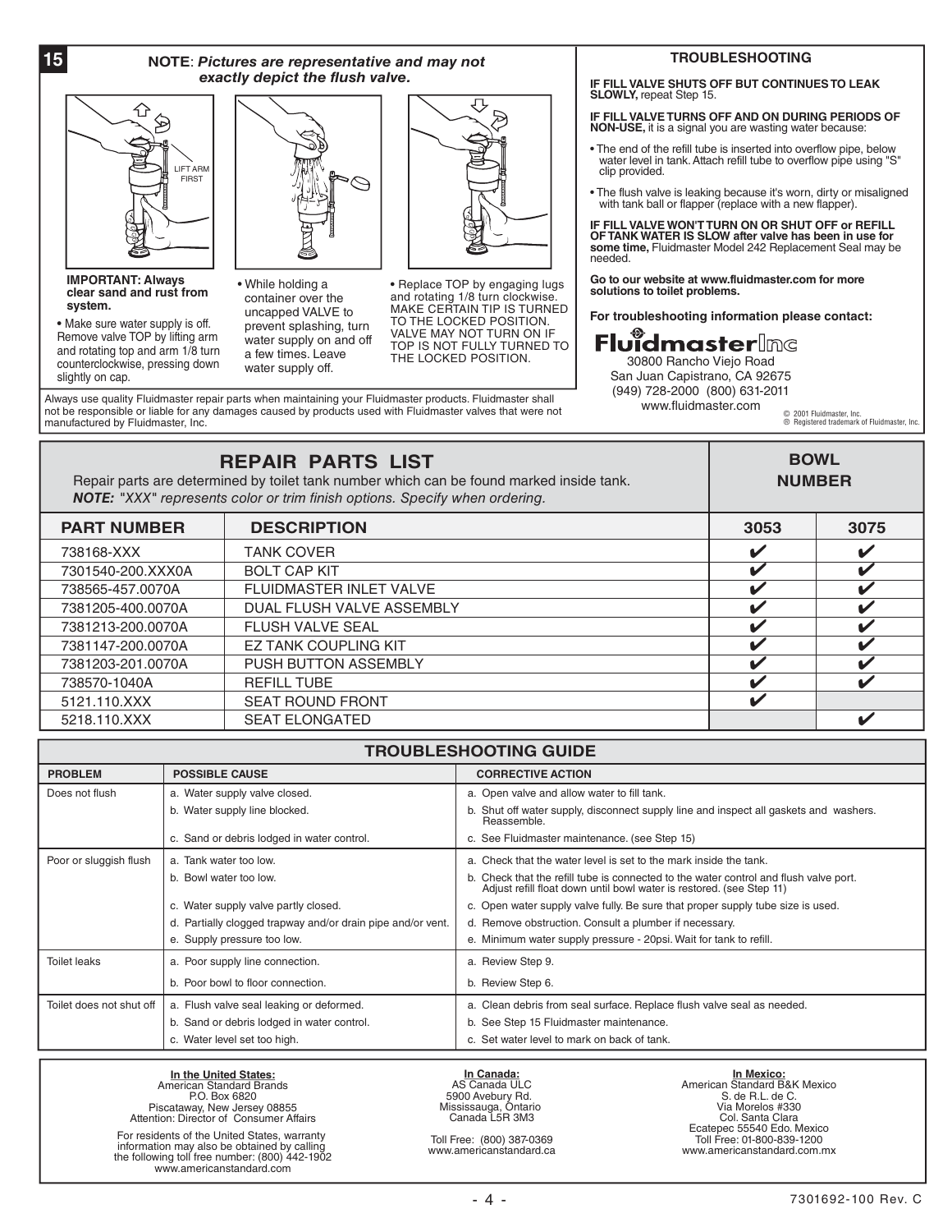## 15

**NOTE**: ***Pictures are representative and may not exactly depict the flush valve.***

LIFT ARM FIRST

**IMPORTANT: Always clear sand and rust from system.**

- Make sure water supply is off. Remove valve TOP by lifting arm and rotating top and arm 1/8 turn counterclockwise, pressing down slightly on cap.

- While holding a container over the uncapped VALVE to prevent splashing, turn water supply on and off a few times. Leave water supply off.

- Replace TOP by engaging lugs and rotating 1/8 turn clockwise. MAKE CERTAIN TIP IS TURNED TO THE LOCKED POSITION. VALVE MAY NOT TURN ON IF TOP IS NOT FULLY TURNED TO THE LOCKED POSITION.

Always use quality Fluidmaster repair parts when maintaining your Fluidmaster products. Fluidmaster shall not be responsible or liable for any damages caused by products used with Fluidmaster valves that were not manufactured by Fluidmaster, Inc.

### TROUBLESHOOTING

**IF FILL VALVE SHUTS OFF BUT CONTINUES TO LEAK SLOWLY,** repeat Step 15.

**IF FILL VALVE TURNS OFF AND ON DURING PERIODS OF NON-USE,** it is a signal you are wasting water because:

- The end of the refill tube is inserted into overflow pipe, below water level in tank. Attach refill tube to overflow pipe using "S" clip provided.
- The flush valve is leaking because it's worn, dirty or misaligned with tank ball or flapper (replace with a new flapper).

**IF FILL VALVE WON'T TURN ON OR SHUT OFF or REFILL OF TANK WATER IS SLOW after valve has been in use for some time,** Fluidmaster Model 242 Replacement Seal may be needed.

**Go to our website at www.fluidmaster.com for more solutions to toilet problems.**

**For troubleshooting information please contact:**

**Fluidmaster Inc**
30800 Rancho Viejo Road
San Juan Capistrano, CA 92675
(949) 728-2000 (800) 631-2011
www.fluidmaster.com

© 2001 Fluidmaster, Inc.
® Registered trademark of Fluidmaster, Inc.

## REPAIR PARTS LIST

Repair parts are determined by toilet tank number which can be found marked inside tank.
***NOTE:*** *"XXX" represents color or trim finish options. Specify when ordering.*

| PART NUMBER | DESCRIPTION | BOWL NUMBER 3053 | BOWL NUMBER 3075 |
|---|---|---|---|
| 738168-XXX | TANK COVER | ✔ | ✔ |
| 7301540-200.XXX0A | BOLT CAP KIT | ✔ | ✔ |
| 738565-457.0070A | FLUIDMASTER INLET VALVE | ✔ | ✔ |
| 7381205-400.0070A | DUAL FLUSH VALVE ASSEMBLY | ✔ | ✔ |
| 7381213-200.0070A | FLUSH VALVE SEAL | ✔ | ✔ |
| 7381147-200.0070A | EZ TANK COUPLING KIT | ✔ | ✔ |
| 7381203-201.0070A | PUSH BUTTON ASSEMBLY | ✔ | ✔ |
| 738570-1040A | REFILL TUBE | ✔ | ✔ |
| 5121.110.XXX | SEAT ROUND FRONT | ✔ | |
| 5218.110.XXX | SEAT ELONGATED | | ✔ |

## TROUBLESHOOTING GUIDE

| PROBLEM | POSSIBLE CAUSE | CORRECTIVE ACTION |
|---|---|---|
| Does not flush | a. Water supply valve closed. | a. Open valve and allow water to fill tank. |
| | b. Water supply line blocked. | b. Shut off water supply, disconnect supply line and inspect all gaskets and washers. Reassemble. |
| | c. Sand or debris lodged in water control. | c. See Fluidmaster maintenance. (see Step 15) |
| Poor or sluggish flush | a. Tank water too low. | a. Check that the water level is set to the mark inside the tank. |
| | b. Bowl water too low. | b. Check that the refill tube is connected to the water control and flush valve port. Adjust refill float down until bowl water is restored. (see Step 11) |
| | c. Water supply valve partly closed. | c. Open water supply valve fully. Be sure that proper supply tube size is used. |
| | d. Partially clogged trapway and/or drain pipe and/or vent. | d. Remove obstruction. Consult a plumber if necessary. |
| | e. Supply pressure too low. | e. Minimum water supply pressure - 20psi. Wait for tank to refill. |
| Toilet leaks | a. Poor supply line connection. | a. Review Step 9. |
| | b. Poor bowl to floor connection. | b. Review Step 6. |
| Toilet does not shut off | a. Flush valve seal leaking or deformed. | a. Clean debris from seal surface. Replace flush valve seal as needed. |
| | b. Sand or debris lodged in water control. | b. See Step 15 Fluidmaster maintenance. |
| | c. Water level set too high. | c. Set water level to mark on back of tank. |

**In the United States:**
American Standard Brands
P.O. Box 6820
Piscataway, New Jersey 08855
Attention: Director of Consumer Affairs

For residents of the United States, warranty information may also be obtained by calling the following toll free number: (800) 442-1902
www.americanstandard.com

**In Canada:**
AS Canada ULC
5900 Avebury Rd.
Mississauga, Ontario
Canada L5R 3M3

Toll Free: (800) 387-0369
www.americanstandard.ca

**In Mexico:**
American Standard B&K Mexico
S. de R.L. de C.
Via Morelos #330
Col. Santa Clara
Ecatepec 55540 Edo. Mexico
Toll Free: 01-800-839-1200
www.americanstandard.com.mx

7301692-100 Rev. C